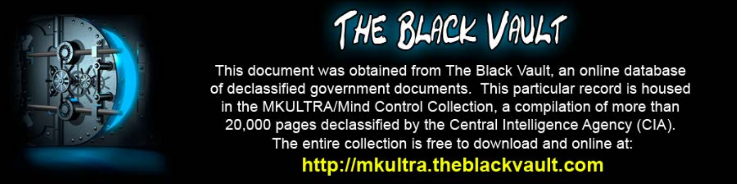# THE BLACK VAULT

This document was obtained from The Black Vault, an online database of declassified government documents. This particular record is housed in the MKULTRA/Mind Control Collection, a compilation of more than 20,000 pages declassified by the Central Intelligence Agency (CIA). The entire collection is free to download and online at:

**http://mkultra.theblackvault.com**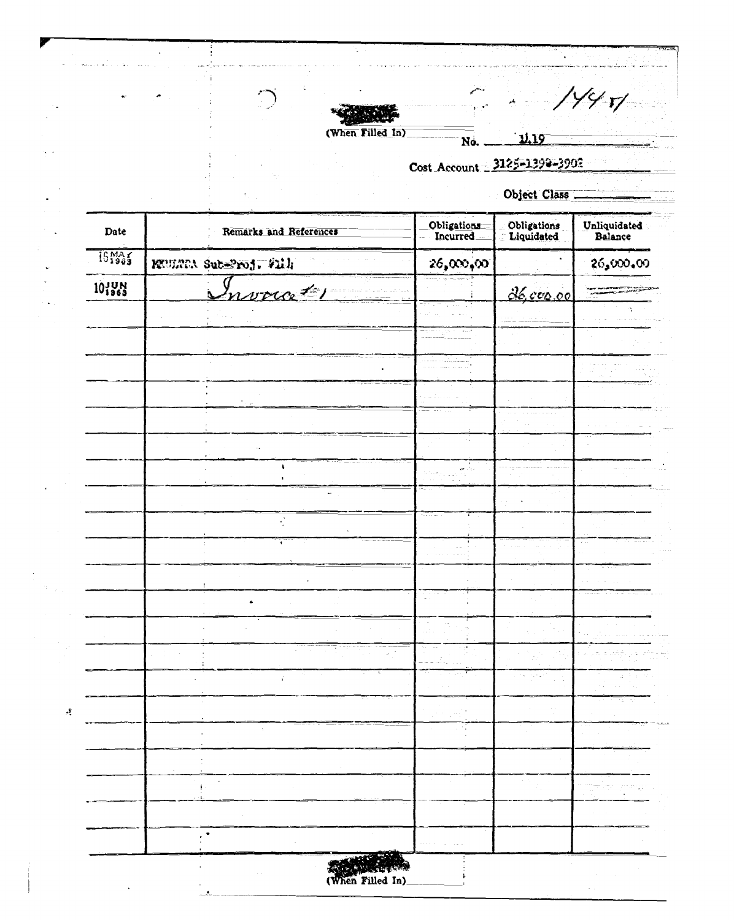(When Filled In)

1441

No. 1119

Cost Account 3125-1390-3902

Object Class

| Date | Remarks and References | Obligations Incurred | Obligations Liquidated | Unliquidated Balance |
|---|---|---|---|---|
| 16 MAY 1963 | MKULTRA Sub-Proj. #114 | 26,000.00 | | 26,000.00 |
| 10 JUN 1963 | Invoice #1 | | 26,000.00 | — |

(When Filled In)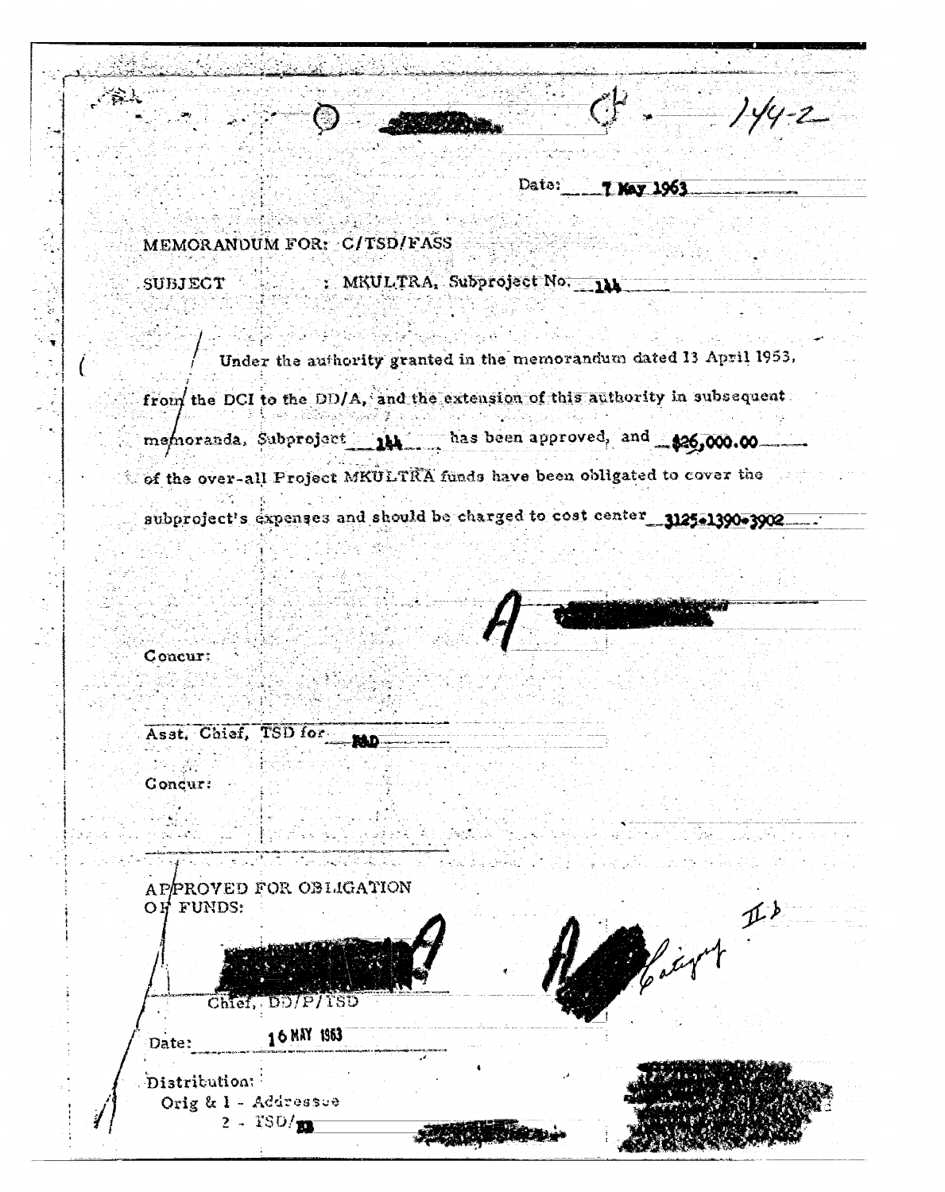144-2

Date: 7 May 1963

MEMORANDUM FOR: C/TSD/FASS

SUBJECT : MKULTRA, Subproject No. 144

Under the authority granted in the memorandum dated 13 April 1953, from the DCI to the DD/A, and the extension of this authority in subsequent memoranda, Subproject 144 has been approved, and $26,000.00 of the over-all Project MKULTRA funds have been obligated to cover the subproject's expenses and should be charged to cost center 3125-1390-3902.

A

Concur:

Asst. Chief, TSD for R&D

Concur:

APPROVED FOR OBLIGATION OF FUNDS:

A

Chief, DD/P/TSD

A Category II b

Date: 16 MAY 1963

Distribution:
Orig & 1 - Addressee
2 - TSD/RB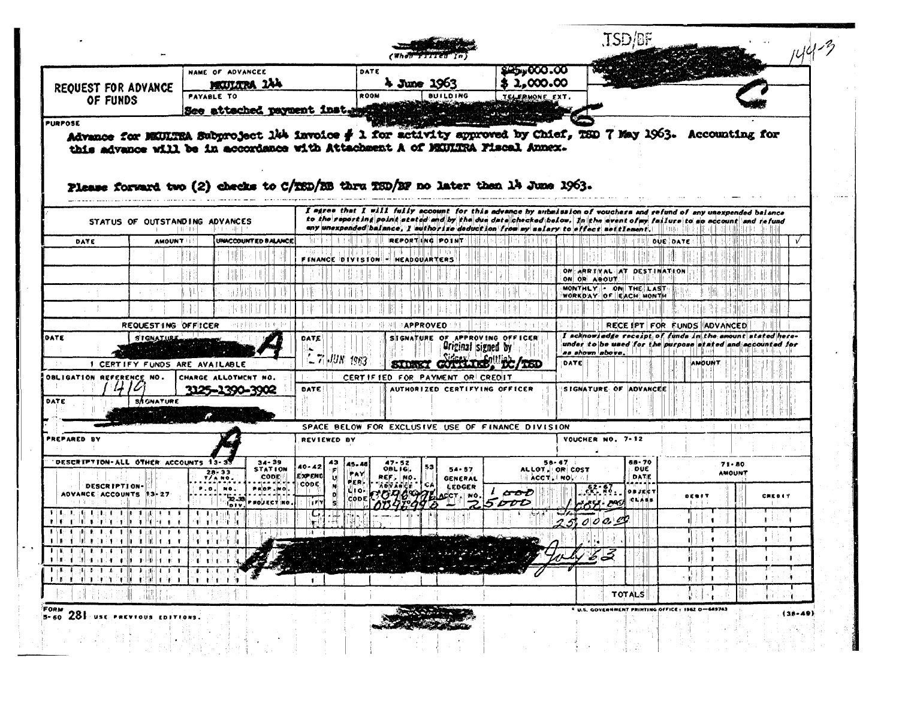TSD/BF

144-3

(When Filled In)

| REQUEST FOR ADVANCE OF FUNDS | NAME OF ADVANCEE: MKULTRA 144 | DATE: 4 June 1963 | ~~$25,000.00~~ $ 1,000.00 |
|---|---|---|---|
| | PAYABLE TO: See attached payment inst. | ROOM / BUILDING | TELEPHONE EXT. |

C

**PURPOSE**

Advance for MKULTRA Subproject 144 invoice # 1 for activity approved by Chief, TSD 7 May 1963. Accounting for this advance will be in accordance with Attachment A of MKULTRA Fiscal Annex.

Please forward two (2) checks to C/TSD/BB thru TSD/BF no later than 14 June 1963.

| STATUS OF OUTSTANDING ADVANCES | | | I agree that I will fully account for this advance by submission of vouchers and refund of any unexpended balance to the reporting point stated and by the due date checked below. In the event of my failure to so account and refund any unexpended balance, I authorize deduction from my salary to effect settlement. | | |
|---|---|---|---|---|---|
| DATE | AMOUNT | UNACCOUNTED BALANCE | REPORTING POINT | DUE DATE | ✓ |
| | | | FINANCE DIVISION - HEADQUARTERS | | |
| | | | | ON ARRIVAL AT DESTINATION ON OR ABOUT | |
| | | | | MONTHLY - ON THE LAST WORKDAY OF EACH MONTH | |

| REQUESTING OFFICER | | APPROVED | | RECEIPT FOR FUNDS ADVANCED | |
|---|---|---|---|---|---|
| DATE | SIGNATURE | DATE: 7 JUN 1963 | SIGNATURE OF APPROVING OFFICER: Original signed by Sidney Gottlieb, SIDNEY GOTTLIEB, C/TSD | I acknowledge receipt of funds in the amount stated hereunder to be used for the purpose stated and accounted for as shown above. | |
| I CERTIFY FUNDS ARE AVAILABLE | | CERTIFIED FOR PAYMENT OR CREDIT | | DATE | AMOUNT |
| OBLIGATION REFERENCE NO.: 1419 | CHARGE ALLOTMENT NO.: 3125-1390-3902 | DATE | AUTHORIZED CERTIFYING OFFICER | SIGNATURE OF ADVANCEE | |
| DATE | SIGNATURE | | | | |

SPACE BELOW FOR EXCLUSIVE USE OF FINANCE DIVISION

| PREPARED BY | REVIEWED BY | VOUCHER NO. 7-12 |
|---|---|---|

| DESCRIPTION-ALL OTHER ACCOUNTS 13-33 / DESCRIPTION-ADVANCE ACCOUNTS 13-27 | 28-33 T/A NO. / P.O. NO. / 32-33 DIV. | 34-39 STATION CODE / PROP. NO. / PROJECT NO. | 40-42 EXPEND CODE | 43 FUNDS / FY | 45-46 PAY PER. / LIQ. CODE | 47-52 OBLIG. REF. NO. / ADVANCE ACCT. NO. | 53 CA | 54-57 GENERAL LEDGER | 58-67 ALLOT. OR COST ACCT. NO. / 62-67 CK. NO. | 68-70 DUE DATE / OBJECT CLASS | 71-80 AMOUNT DEBIT | CREDIT |
|---|---|---|---|---|---|---|---|---|---|---|---|---|
| | | | | | | 0096999 / 0096990 | | 1000 / 25000 | 1,000.00 / 25,000.00 | | | |
| | | | | | | | | | July 63 | | | |
| | | | | | | | | | | TOTALS | | |

FORM 5-60 281 USE PREVIOUS EDITIONS.

U.S. GOVERNMENT PRINTING OFFICE: 1962 O—649743 (38-49)